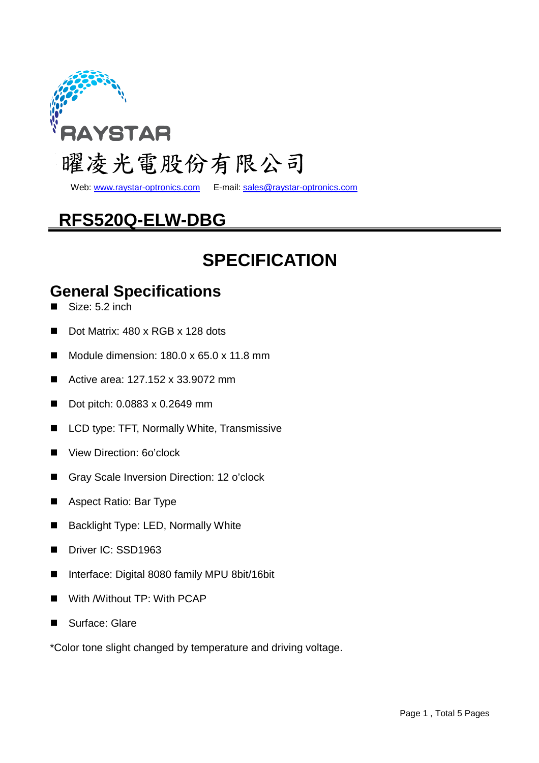RAYSTAR

曜凌光電股份有限公司

Web: www.raystar-optronics.com E-mail: sales@raystar-optronics.com

# RFS520Q-ELW-DBG

# SPECIFICATION

## General Specifications

- Size: 5.2 inch
- Dot Matrix: 480 x RGB x 128 dots
- Module dimension: 180.0 x 65.0 x 11.8 mm
- Active area: 127.152 x 33.9072 mm
- Dot pitch: 0.0883 x 0.2649 mm
- LCD type: TFT, Normally White, Transmissive
- View Direction: 6o'clock
- Gray Scale Inversion Direction: 12 o'clock
- Aspect Ratio: Bar Type
- Backlight Type: LED, Normally White
- Driver IC: SSD1963
- Interface: Digital 8080 family MPU 8bit/16bit
- With /Without TP: With PCAP
- Surface: Glare

*Color tone slight changed by temperature and driving voltage.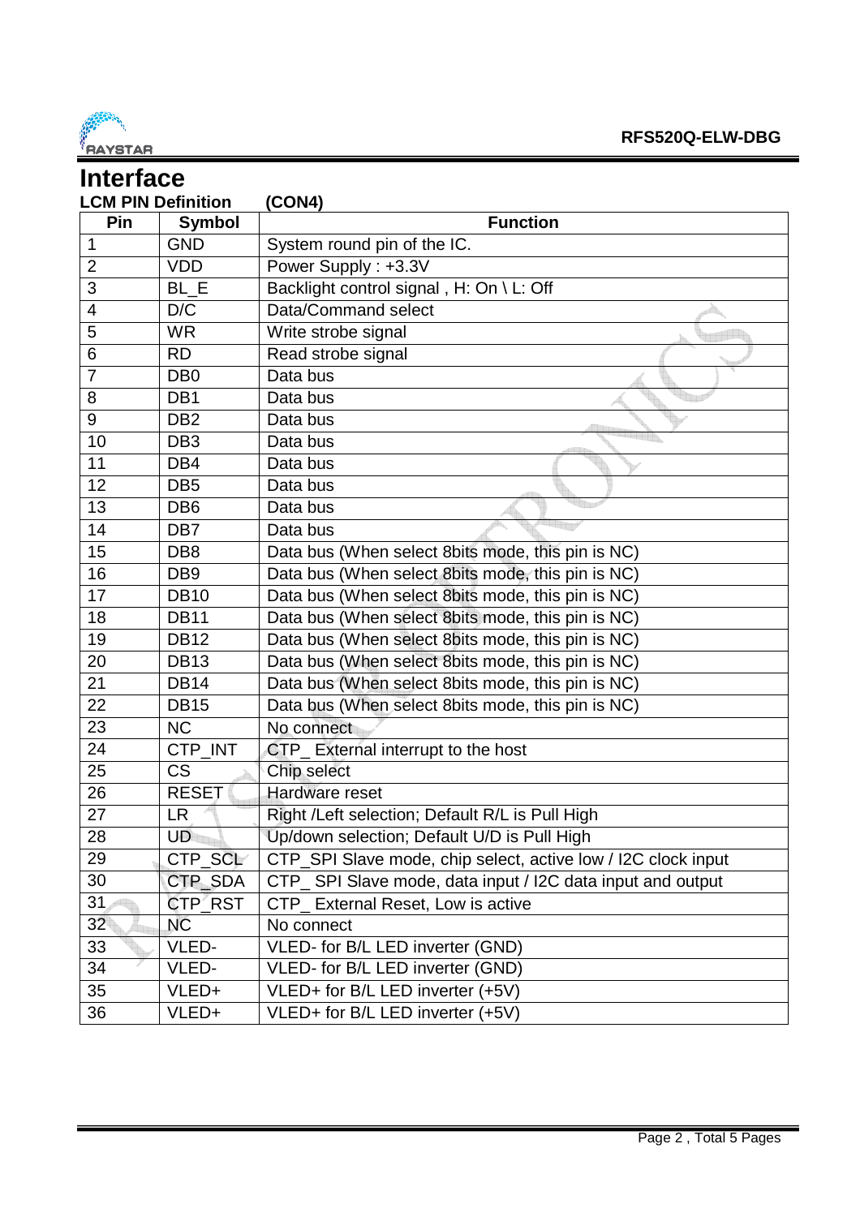# Interface

### LCM PIN Definition (CON4)

| Pin | Symbol | Function |
|---|---|---|
| 1 | GND | System round pin of the IC. |
| 2 | VDD | Power Supply : +3.3V |
| 3 | BL_E | Backlight control signal , H: On \ L: Off |
| 4 | D/C | Data/Command select |
| 5 | WR | Write strobe signal |
| 6 | RD | Read strobe signal |
| 7 | DB0 | Data bus |
| 8 | DB1 | Data bus |
| 9 | DB2 | Data bus |
| 10 | DB3 | Data bus |
| 11 | DB4 | Data bus |
| 12 | DB5 | Data bus |
| 13 | DB6 | Data bus |
| 14 | DB7 | Data bus |
| 15 | DB8 | Data bus (When select 8bits mode, this pin is NC) |
| 16 | DB9 | Data bus (When select 8bits mode, this pin is NC) |
| 17 | DB10 | Data bus (When select 8bits mode, this pin is NC) |
| 18 | DB11 | Data bus (When select 8bits mode, this pin is NC) |
| 19 | DB12 | Data bus (When select 8bits mode, this pin is NC) |
| 20 | DB13 | Data bus (When select 8bits mode, this pin is NC) |
| 21 | DB14 | Data bus (When select 8bits mode, this pin is NC) |
| 22 | DB15 | Data bus (When select 8bits mode, this pin is NC) |
| 23 | NC | No connect |
| 24 | CTP_INT | CTP_ External interrupt to the host |
| 25 | CS | Chip select |
| 26 | RESET | Hardware reset |
| 27 | LR | Right /Left selection; Default R/L is Pull High |
| 28 | UD | Up/down selection; Default U/D is Pull High |
| 29 | CTP_SCL | CTP_SPI Slave mode, chip select, active low / I2C clock input |
| 30 | CTP_SDA | CTP_ SPI Slave mode, data input / I2C data input and output |
| 31 | CTP_RST | CTP_ External Reset, Low is active |
| 32 | NC | No connect |
| 33 | VLED- | VLED- for B/L LED inverter (GND) |
| 34 | VLED- | VLED- for B/L LED inverter (GND) |
| 35 | VLED+ | VLED+ for B/L LED inverter (+5V) |
| 36 | VLED+ | VLED+ for B/L LED inverter (+5V) |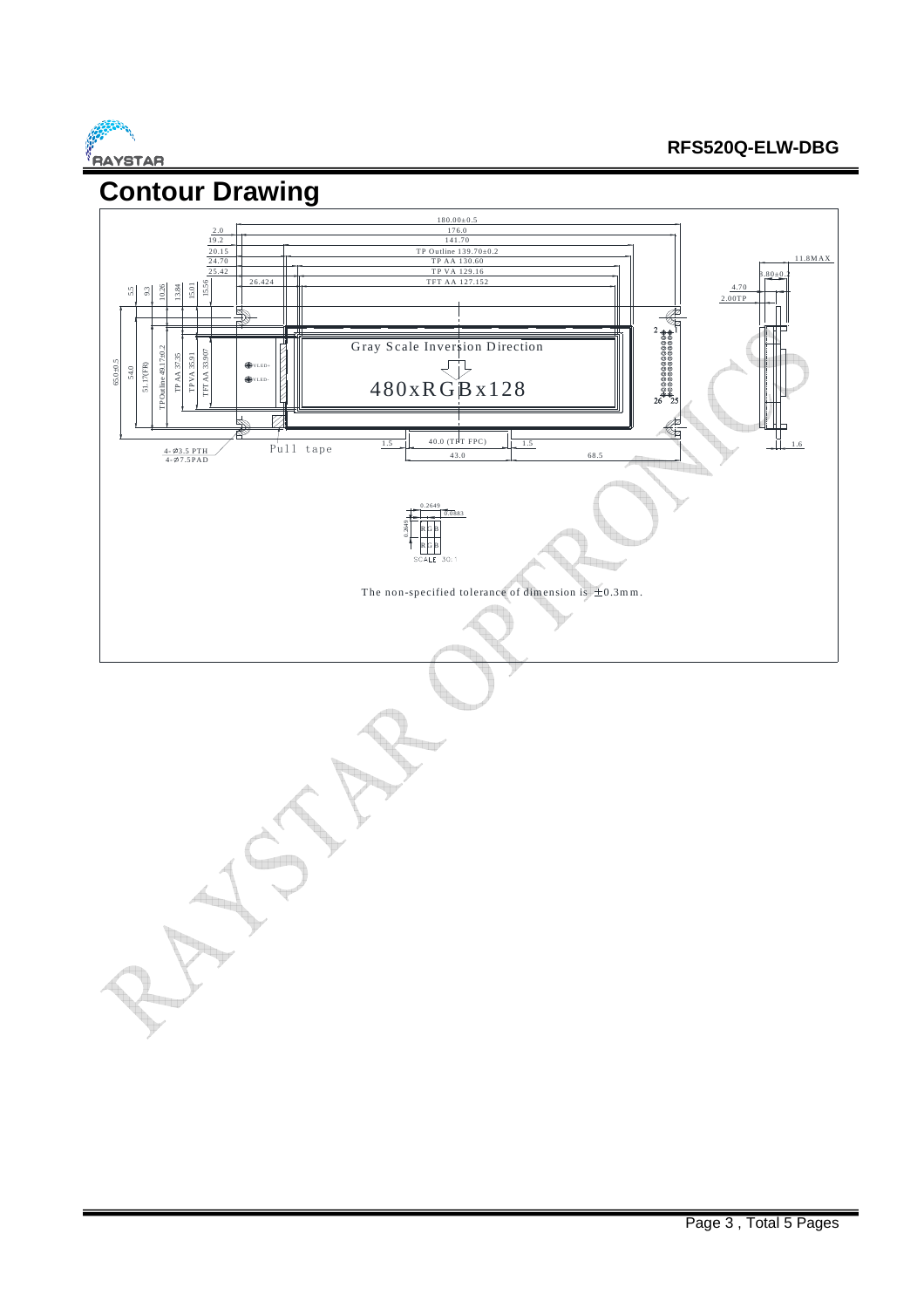# Contour Drawing

180.00±0.5
176.0
141.70
TP Outline 139.70±0.2
TP AA 130.60
TP VA 129.16
TFT AA 127.152

2.0
19.2
20.15
24.70
25.42
26.424

11.8MAX
3.80±0.2
4.70
2.00TP

5.5
9.3
10.26
13.84
15.01
15.56

65.0±0.5
54.0
51.17(FR)
TP Outline 49.17±0.2
TP AA 37.35
TP VA 35.91
TFT AA 33.907

VLED+
VLED-

Gray Scale Inversion Direction

480xRGBx128

2 1
26 25

4-Ø3.5 PTH
4-Ø7.5PAD

Pull tape

1.5
40.0 (TFT FPC)
1.5
43.0
68.5
1.6

0.2649
0.0883
0.2649

R G B
R G B

SCALE 30:1

The non-specified tolerance of dimension is ±0.3mm.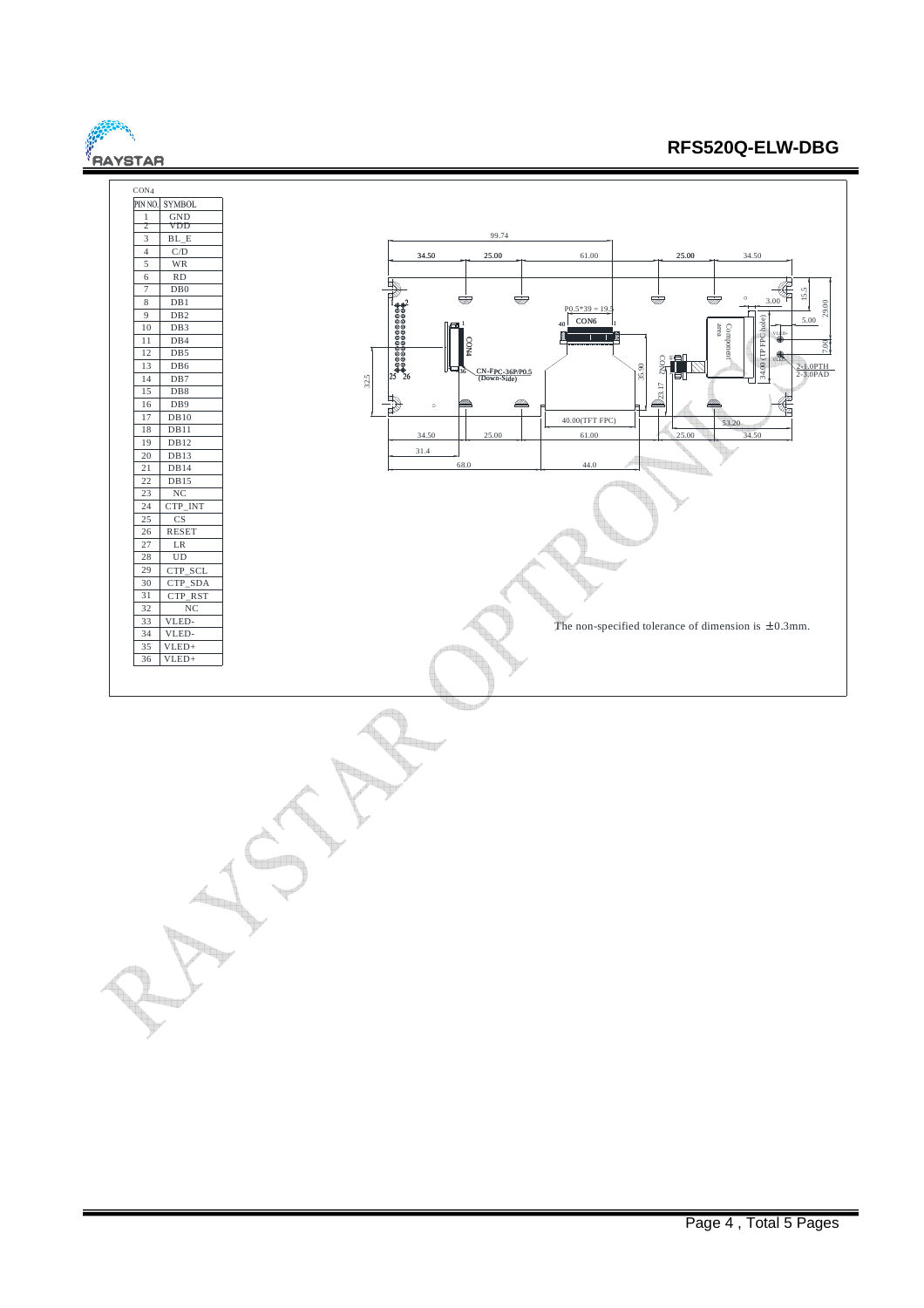CON4

| PIN NO. | SYMBOL |
|---|---|
| 1 | GND |
| 2 | VDD |
| 3 | BL_E |
| 4 | C/D |
| 5 | WR |
| 6 | RD |
| 7 | DB0 |
| 8 | DB1 |
| 9 | DB2 |
| 10 | DB3 |
| 11 | DB4 |
| 12 | DB5 |
| 13 | DB6 |
| 14 | DB7 |
| 15 | DB8 |
| 16 | DB9 |
| 17 | DB10 |
| 18 | DB11 |
| 19 | DB12 |
| 20 | DB13 |
| 21 | DB14 |
| 22 | DB15 |
| 23 | NC |
| 24 | CTP_INT |
| 25 | CS |
| 26 | RESET |
| 27 | LR |
| 28 | UD |
| 29 | CTP_SCL |
| 30 | CTP_SDA |
| 31 | CTP_RST |
| 32 | NC |
| 33 | VLED- |
| 34 | VLED- |
| 35 | VLED+ |
| 36 | VLED+ |

99.74

34.50 25.00 61.00 25.00 34.50

P0.5*39 = 19.5

CON6

CON4

CN-FPC-36P/P0.5 (Down-Side)

CON2

Component area

34.00 (TP FPC hole)

VLED+

VLED-

2-1.0PTH

2-3.0PAD

3.00 15.5 29.00 5.00 7.00

32.5 35.90 23.17

40.00(TFT FPC)

53.20

34.50 25.00 61.00 25.00 34.50

31.4

68.0 44.0

The non-specified tolerance of dimension is ±0.3mm.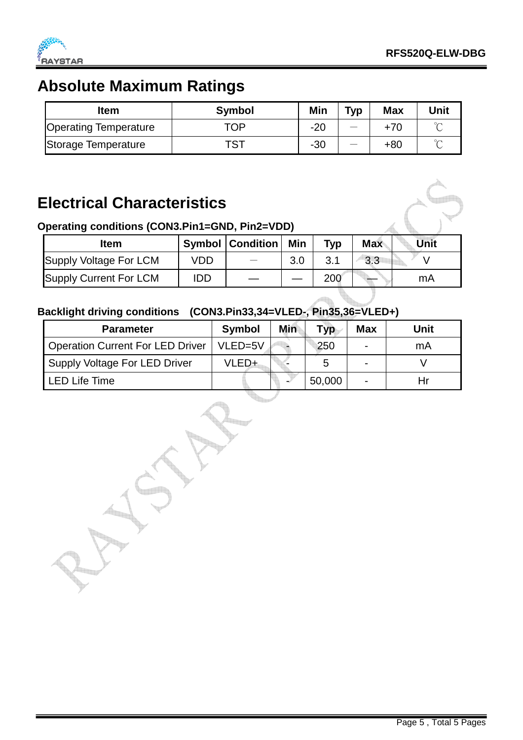## Absolute Maximum Ratings

| Item | Symbol | Min | Typ | Max | Unit |
|---|---|---|---|---|---|
| Operating Temperature | TOP | -20 | — | +70 | ℃ |
| Storage Temperature | TST | -30 | — | +80 | ℃ |

## Electrical Characteristics

**Operating conditions (CON3.Pin1=GND, Pin2=VDD)**

| Item | Symbol | Condition | Min | Typ | Max | Unit |
|---|---|---|---|---|---|---|
| Supply Voltage For LCM | VDD | — | 3.0 | 3.1 | 3.3 | V |
| Supply Current For LCM | IDD | — | — | 200 | — | mA |

**Backlight driving conditions (CON3.Pin33,34=VLED-, Pin35,36=VLED+)**

| Parameter | Symbol | Min | Typ | Max | Unit |
|---|---|---|---|---|---|
| Operation Current For LED Driver | VLED=5V | - | 250 | - | mA |
| Supply Voltage For LED Driver | VLED+ | - | 5 | - | V |
| LED Life Time | | - | 50,000 | - | Hr |